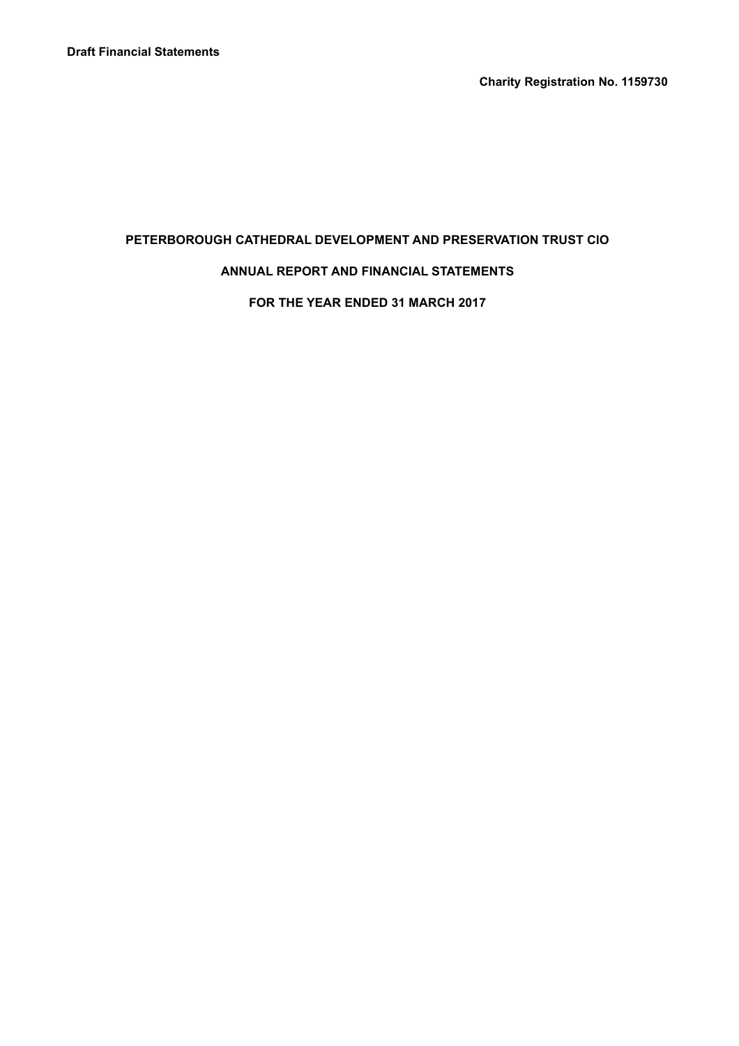**Draft Financial Statements**

**Charity Registration No. 1159730**

# PETERBOROUGH CATHEDRAL DEVELOPMENT AND PRESERVATION TRUST CIO

## ANNUAL REPORT AND FINANCIAL STATEMENTS

## FOR THE YEAR ENDED 31 MARCH 2017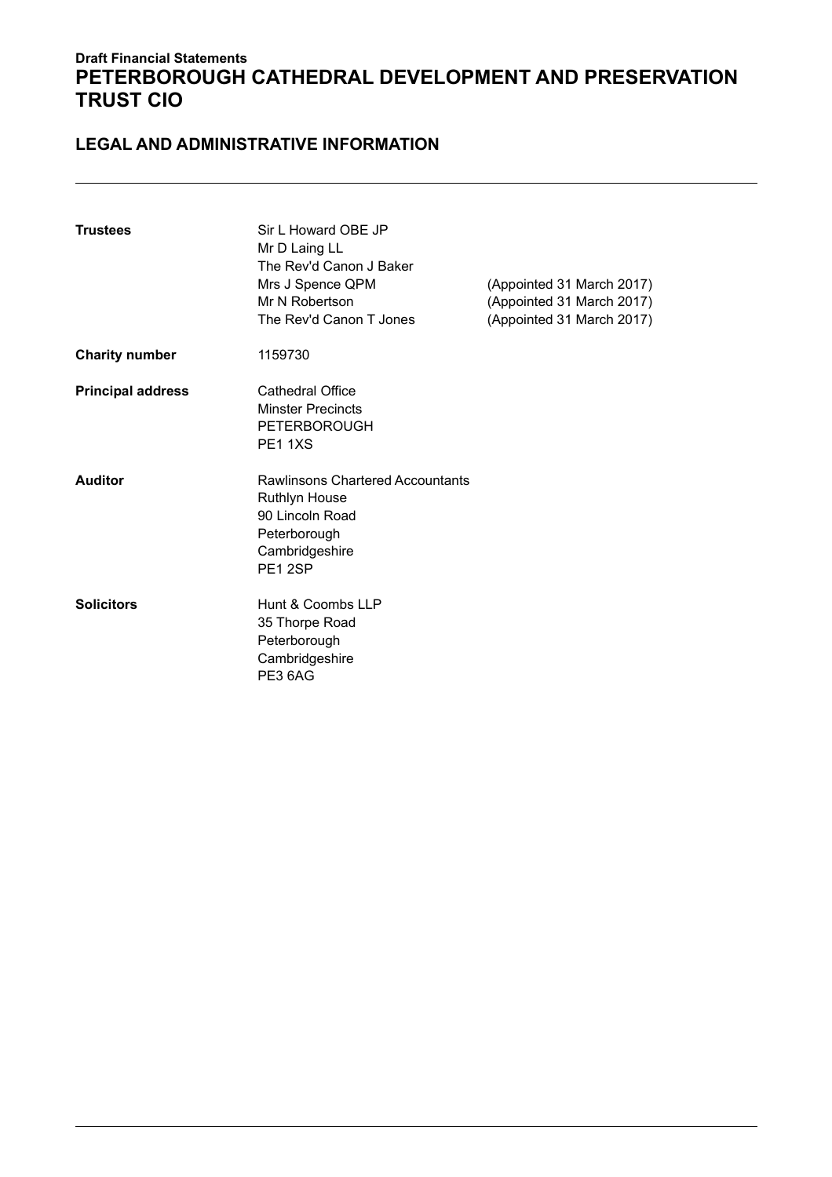**Draft Financial Statements**

# PETERBOROUGH CATHEDRAL DEVELOPMENT AND PRESERVATION TRUST CIO

## LEGAL AND ADMINISTRATIVE INFORMATION

| | | |
|---|---|---|
| **Trustees** | Sir L Howard OBE JP | |
| | Mr D Laing LL | |
| | The Rev'd Canon J Baker | |
| | Mrs J Spence QPM | (Appointed 31 March 2017) |
| | Mr N Robertson | (Appointed 31 March 2017) |
| | The Rev'd Canon T Jones | (Appointed 31 March 2017) |
| **Charity number** | 1159730 | |
| **Principal address** | Cathedral Office<br>Minster Precincts<br>PETERBOROUGH<br>PE1 1XS | |
| **Auditor** | Rawlinsons Chartered Accountants<br>Ruthlyn House<br>90 Lincoln Road<br>Peterborough<br>Cambridgeshire<br>PE1 2SP | |
| **Solicitors** | Hunt & Coombs LLP<br>35 Thorpe Road<br>Peterborough<br>Cambridgeshire<br>PE3 6AG | |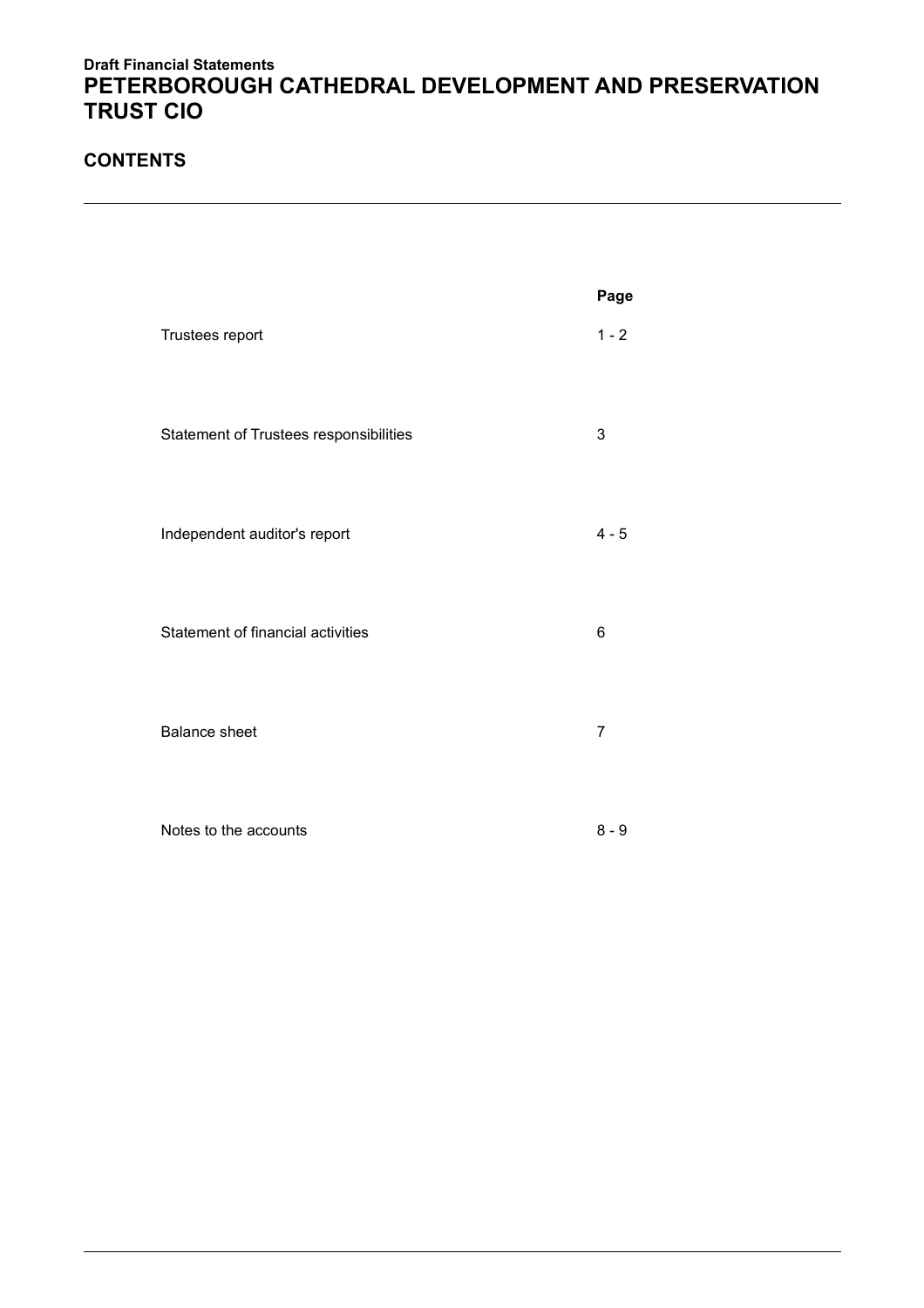**Draft Financial Statements**

# PETERBOROUGH CATHEDRAL DEVELOPMENT AND PRESERVATION TRUST CIO

## CONTENTS

| | Page |
|---|---|
| Trustees report | 1 - 2 |
| Statement of Trustees responsibilities | 3 |
| Independent auditor's report | 4 - 5 |
| Statement of financial activities | 6 |
| Balance sheet | 7 |
| Notes to the accounts | 8 - 9 |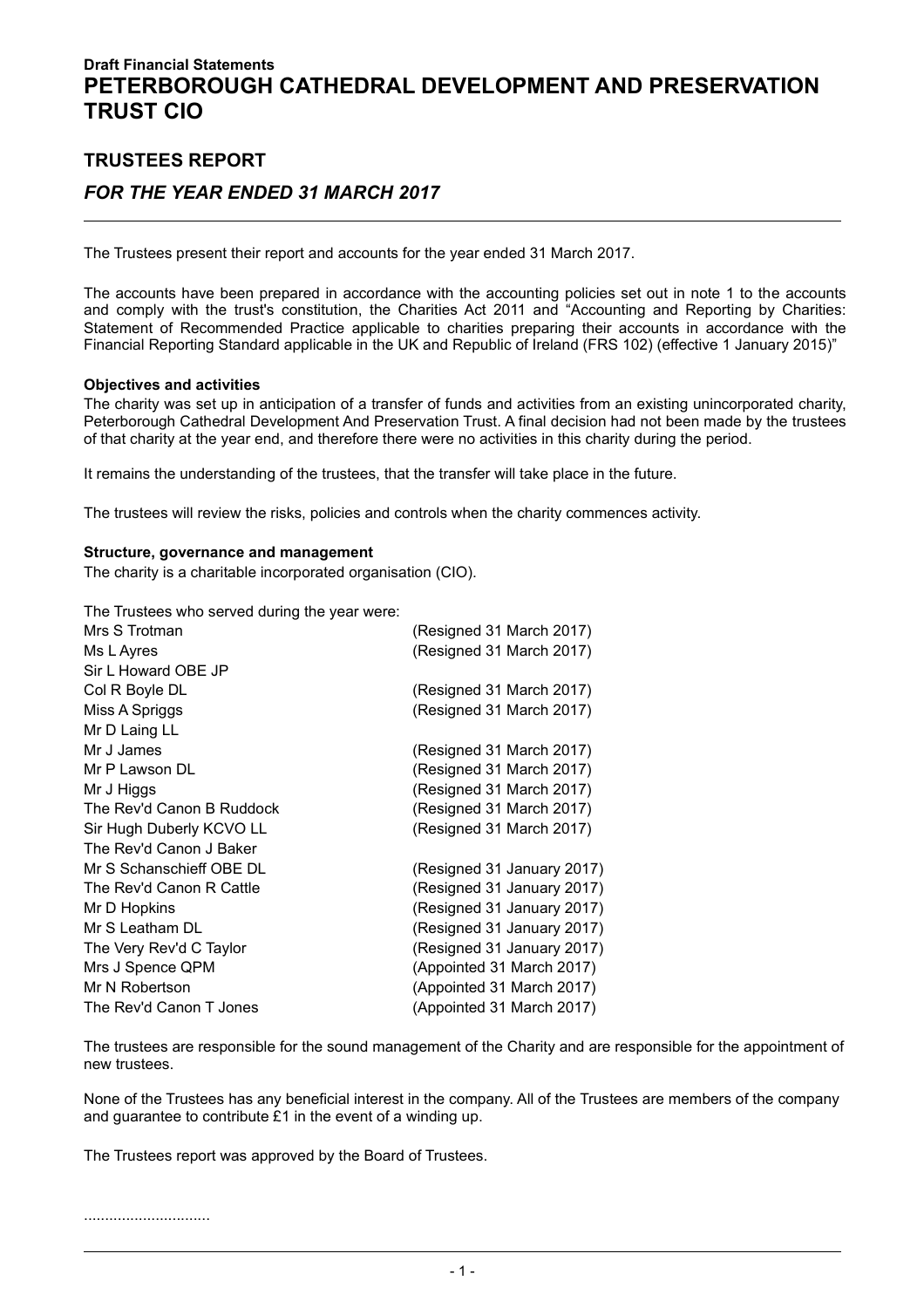**Draft Financial Statements**

# PETERBOROUGH CATHEDRAL DEVELOPMENT AND PRESERVATION TRUST CIO

## TRUSTEES REPORT

### *FOR THE YEAR ENDED 31 MARCH 2017*

The Trustees present their report and accounts for the year ended 31 March 2017.

The accounts have been prepared in accordance with the accounting policies set out in note 1 to the accounts and comply with the trust's constitution, the Charities Act 2011 and "Accounting and Reporting by Charities: Statement of Recommended Practice applicable to charities preparing their accounts in accordance with the Financial Reporting Standard applicable in the UK and Republic of Ireland (FRS 102) (effective 1 January 2015)"

**Objectives and activities**

The charity was set up in anticipation of a transfer of funds and activities from an existing unincorporated charity, Peterborough Cathedral Development And Preservation Trust. A final decision had not been made by the trustees of that charity at the year end, and therefore there were no activities in this charity during the period.

It remains the understanding of the trustees, that the transfer will take place in the future.

The trustees will review the risks, policies and controls when the charity commences activity.

**Structure, governance and management**

The charity is a charitable incorporated organisation (CIO).

The Trustees who served during the year were:

| | |
|---|---|
| Mrs S Trotman | (Resigned 31 March 2017) |
| Ms L Ayres | (Resigned 31 March 2017) |
| Sir L Howard OBE JP | |
| Col R Boyle DL | (Resigned 31 March 2017) |
| Miss A Spriggs | (Resigned 31 March 2017) |
| Mr D Laing LL | |
| Mr J James | (Resigned 31 March 2017) |
| Mr P Lawson DL | (Resigned 31 March 2017) |
| Mr J Higgs | (Resigned 31 March 2017) |
| The Rev'd Canon B Ruddock | (Resigned 31 March 2017) |
| Sir Hugh Duberly KCVO LL | (Resigned 31 March 2017) |
| The Rev'd Canon J Baker | |
| Mr S Schanschieff OBE DL | (Resigned 31 January 2017) |
| The Rev'd Canon R Cattle | (Resigned 31 January 2017) |
| Mr D Hopkins | (Resigned 31 January 2017) |
| Mr S Leatham DL | (Resigned 31 January 2017) |
| The Very Rev'd C Taylor | (Resigned 31 January 2017) |
| Mrs J Spence QPM | (Appointed 31 March 2017) |
| Mr N Robertson | (Appointed 31 March 2017) |
| The Rev'd Canon T Jones | (Appointed 31 March 2017) |

The trustees are responsible for the sound management of the Charity and are responsible for the appointment of new trustees.

None of the Trustees has any beneficial interest in the company. All of the Trustees are members of the company and guarantee to contribute £1 in the event of a winding up.

The Trustees report was approved by the Board of Trustees.

..............................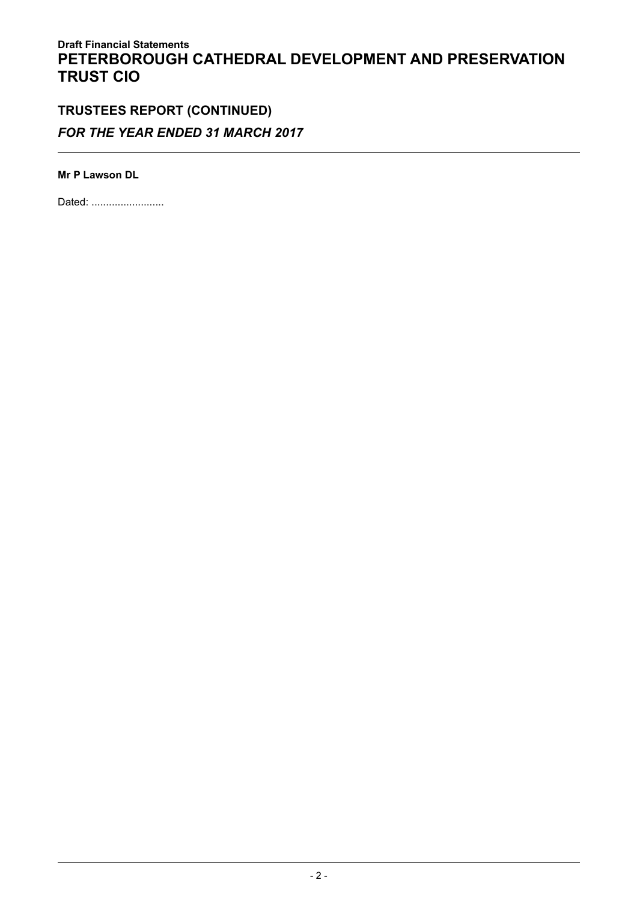**Mr P Lawson DL**

Dated: .........................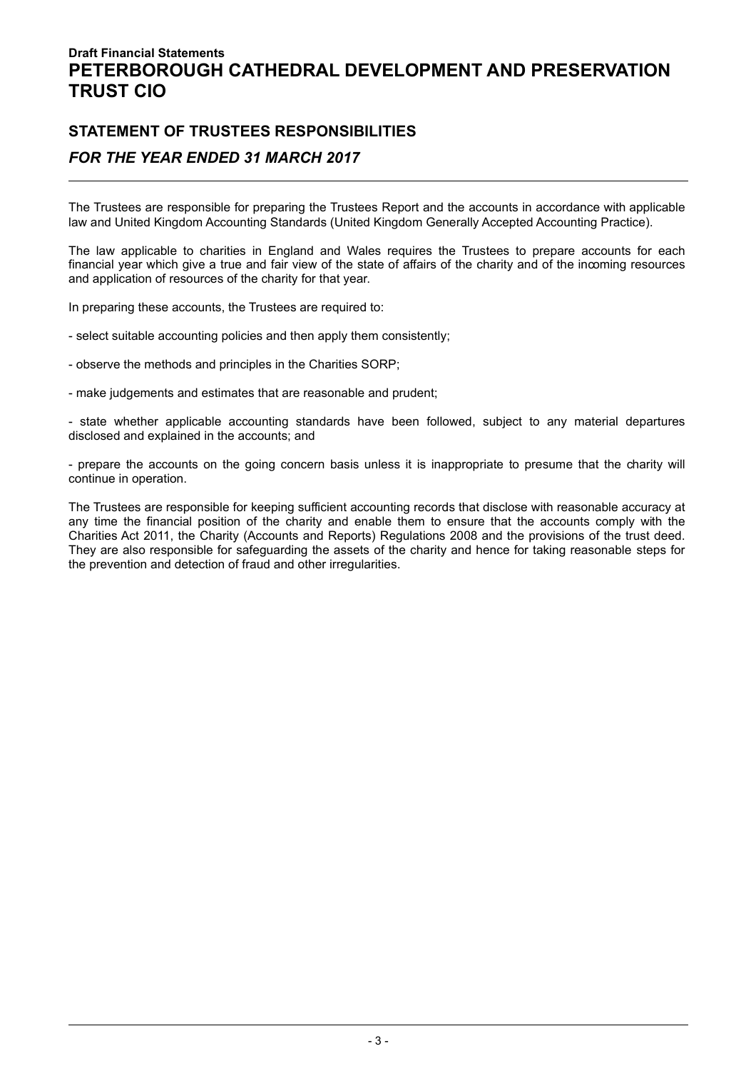Draft Financial Statements

# PETERBOROUGH CATHEDRAL DEVELOPMENT AND PRESERVATION TRUST CIO

## STATEMENT OF TRUSTEES RESPONSIBILITIES

### *FOR THE YEAR ENDED 31 MARCH 2017*

The Trustees are responsible for preparing the Trustees Report and the accounts in accordance with applicable law and United Kingdom Accounting Standards (United Kingdom Generally Accepted Accounting Practice).

The law applicable to charities in England and Wales requires the Trustees to prepare accounts for each financial year which give a true and fair view of the state of affairs of the charity and of the incoming resources and application of resources of the charity for that year.

In preparing these accounts, the Trustees are required to:

- select suitable accounting policies and then apply them consistently;

- observe the methods and principles in the Charities SORP;

- make judgements and estimates that are reasonable and prudent;

- state whether applicable accounting standards have been followed, subject to any material departures disclosed and explained in the accounts; and

- prepare the accounts on the going concern basis unless it is inappropriate to presume that the charity will continue in operation.

The Trustees are responsible for keeping sufficient accounting records that disclose with reasonable accuracy at any time the financial position of the charity and enable them to ensure that the accounts comply with the Charities Act 2011, the Charity (Accounts and Reports) Regulations 2008 and the provisions of the trust deed. They are also responsible for safeguarding the assets of the charity and hence for taking reasonable steps for the prevention and detection of fraud and other irregularities.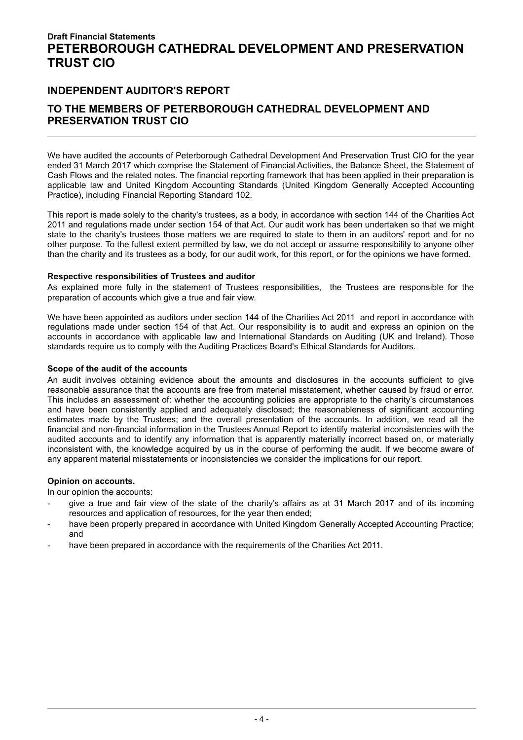**Draft Financial Statements**

# PETERBOROUGH CATHEDRAL DEVELOPMENT AND PRESERVATION TRUST CIO

## INDEPENDENT AUDITOR'S REPORT

## TO THE MEMBERS OF PETERBOROUGH CATHEDRAL DEVELOPMENT AND PRESERVATION TRUST CIO

We have audited the accounts of Peterborough Cathedral Development And Preservation Trust CIO for the year ended 31 March 2017 which comprise the Statement of Financial Activities, the Balance Sheet, the Statement of Cash Flows and the related notes. The financial reporting framework that has been applied in their preparation is applicable law and United Kingdom Accounting Standards (United Kingdom Generally Accepted Accounting Practice), including Financial Reporting Standard 102.

This report is made solely to the charity's trustees, as a body, in accordance with section 144 of the Charities Act 2011 and regulations made under section 154 of that Act. Our audit work has been undertaken so that we might state to the charity's trustees those matters we are required to state to them in an auditors' report and for no other purpose. To the fullest extent permitted by law, we do not accept or assume responsibility to anyone other than the charity and its trustees as a body, for our audit work, for this report, or for the opinions we have formed.

**Respective responsibilities of Trustees and auditor**

As explained more fully in the statement of Trustees responsibilities, the Trustees are responsible for the preparation of accounts which give a true and fair view.

We have been appointed as auditors under section 144 of the Charities Act 2011 and report in accordance with regulations made under section 154 of that Act. Our responsibility is to audit and express an opinion on the accounts in accordance with applicable law and International Standards on Auditing (UK and Ireland). Those standards require us to comply with the Auditing Practices Board's Ethical Standards for Auditors.

**Scope of the audit of the accounts**

An audit involves obtaining evidence about the amounts and disclosures in the accounts sufficient to give reasonable assurance that the accounts are free from material misstatement, whether caused by fraud or error. This includes an assessment of: whether the accounting policies are appropriate to the charity's circumstances and have been consistently applied and adequately disclosed; the reasonableness of significant accounting estimates made by the Trustees; and the overall presentation of the accounts. In addition, we read all the financial and non-financial information in the Trustees Annual Report to identify material inconsistencies with the audited accounts and to identify any information that is apparently materially incorrect based on, or materially inconsistent with, the knowledge acquired by us in the course of performing the audit. If we become aware of any apparent material misstatements or inconsistencies we consider the implications for our report.

**Opinion on accounts.**

In our opinion the accounts:

- give a true and fair view of the state of the charity's affairs as at 31 March 2017 and of its incoming resources and application of resources, for the year then ended;
- have been properly prepared in accordance with United Kingdom Generally Accepted Accounting Practice; and
- have been prepared in accordance with the requirements of the Charities Act 2011.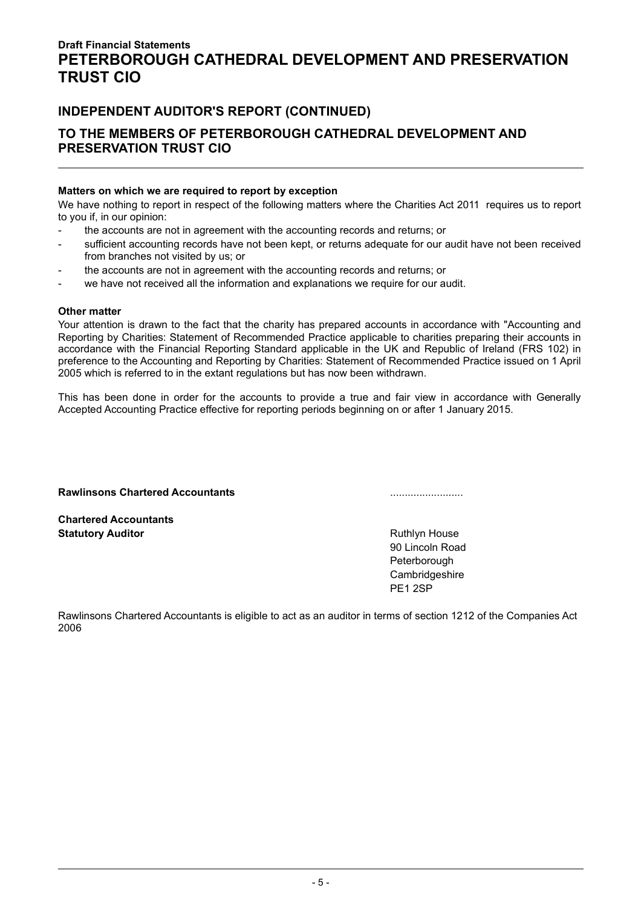**Draft Financial Statements**

# PETERBOROUGH CATHEDRAL DEVELOPMENT AND PRESERVATION TRUST CIO

## INDEPENDENT AUDITOR'S REPORT (CONTINUED)

## TO THE MEMBERS OF PETERBOROUGH CATHEDRAL DEVELOPMENT AND PRESERVATION TRUST CIO

**Matters on which we are required to report by exception**

We have nothing to report in respect of the following matters where the Charities Act 2011 requires us to report to you if, in our opinion:

- the accounts are not in agreement with the accounting records and returns; or
- sufficient accounting records have not been kept, or returns adequate for our audit have not been received from branches not visited by us; or
- the accounts are not in agreement with the accounting records and returns; or
- we have not received all the information and explanations we require for our audit.

**Other matter**

Your attention is drawn to the fact that the charity has prepared accounts in accordance with "Accounting and Reporting by Charities: Statement of Recommended Practice applicable to charities preparing their accounts in accordance with the Financial Reporting Standard applicable in the UK and Republic of Ireland (FRS 102) in preference to the Accounting and Reporting by Charities: Statement of Recommended Practice issued on 1 April 2005 which is referred to in the extant regulations but has now been withdrawn.

This has been done in order for the accounts to provide a true and fair view in accordance with Generally Accepted Accounting Practice effective for reporting periods beginning on or after 1 January 2015.

**Rawlinsons Chartered Accountants** .........................

**Chartered Accountants**
**Statutory Auditor**

Ruthlyn House
90 Lincoln Road
Peterborough
Cambridgeshire
PE1 2SP

Rawlinsons Chartered Accountants is eligible to act as an auditor in terms of section 1212 of the Companies Act 2006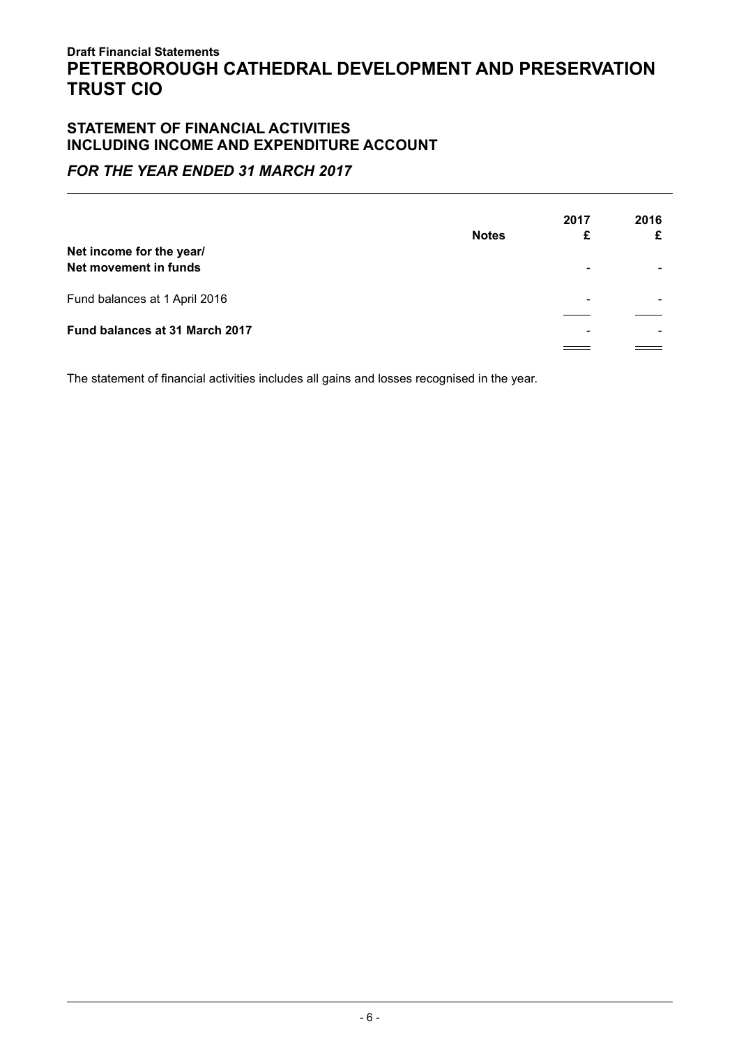**Draft Financial Statements**

# PETERBOROUGH CATHEDRAL DEVELOPMENT AND PRESERVATION TRUST CIO

## STATEMENT OF FINANCIAL ACTIVITIES INCLUDING INCOME AND EXPENDITURE ACCOUNT

### *FOR THE YEAR ENDED 31 MARCH 2017*

| | Notes | 2017<br>£ | 2016<br>£ |
|---|---|---|---|
| **Net income for the year/**<br>**Net movement in funds** | | - | - |
| Fund balances at 1 April 2016 | | - | - |
| **Fund balances at 31 March 2017** | | - | - |

The statement of financial activities includes all gains and losses recognised in the year.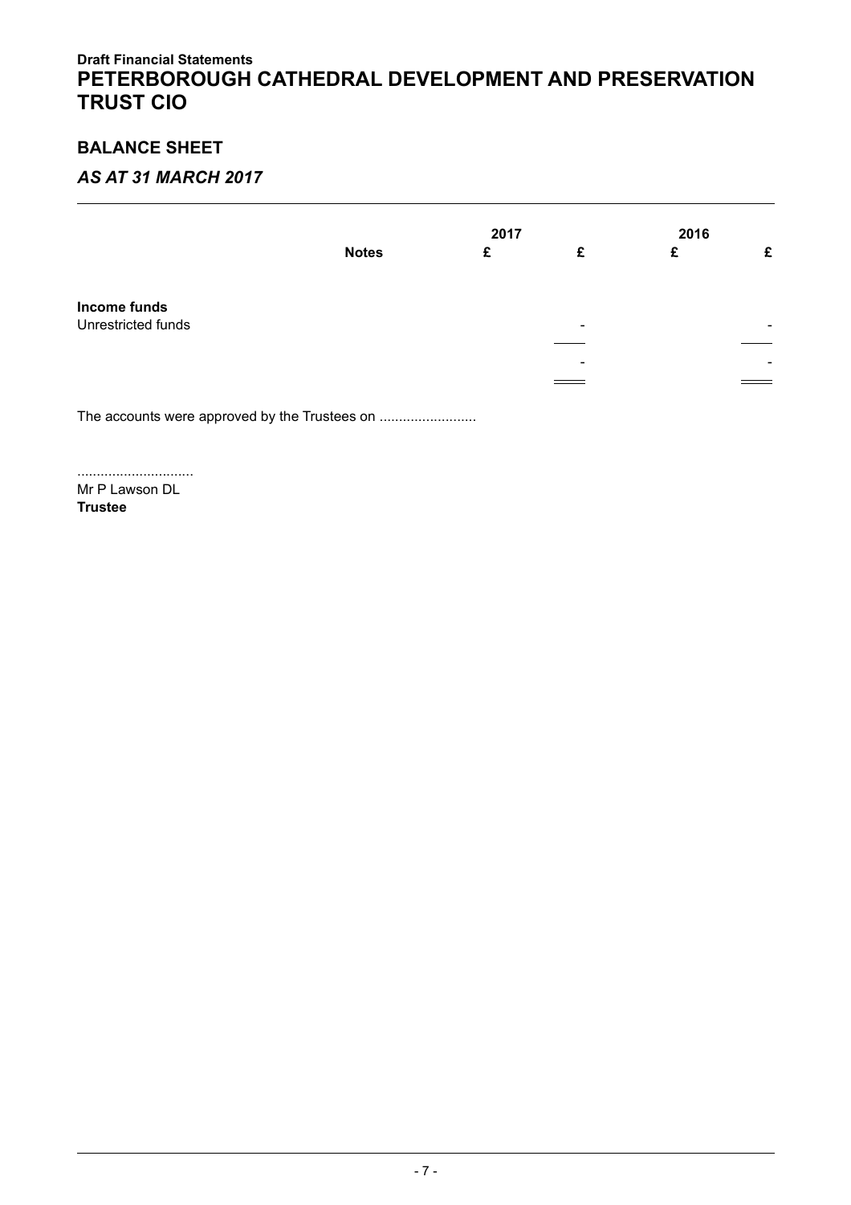**Draft Financial Statements**

# PETERBOROUGH CATHEDRAL DEVELOPMENT AND PRESERVATION TRUST CIO

## BALANCE SHEET

## *AS AT 31 MARCH 2017*

| | Notes | 2017 £ | £ | 2016 £ | £ |
|---|---|---|---|---|---|
| **Income funds** | | | | | |
| Unrestricted funds | | | - | | - |
| | | | - | | - |

The accounts were approved by the Trustees on .........................

..............................
Mr P Lawson DL
**Trustee**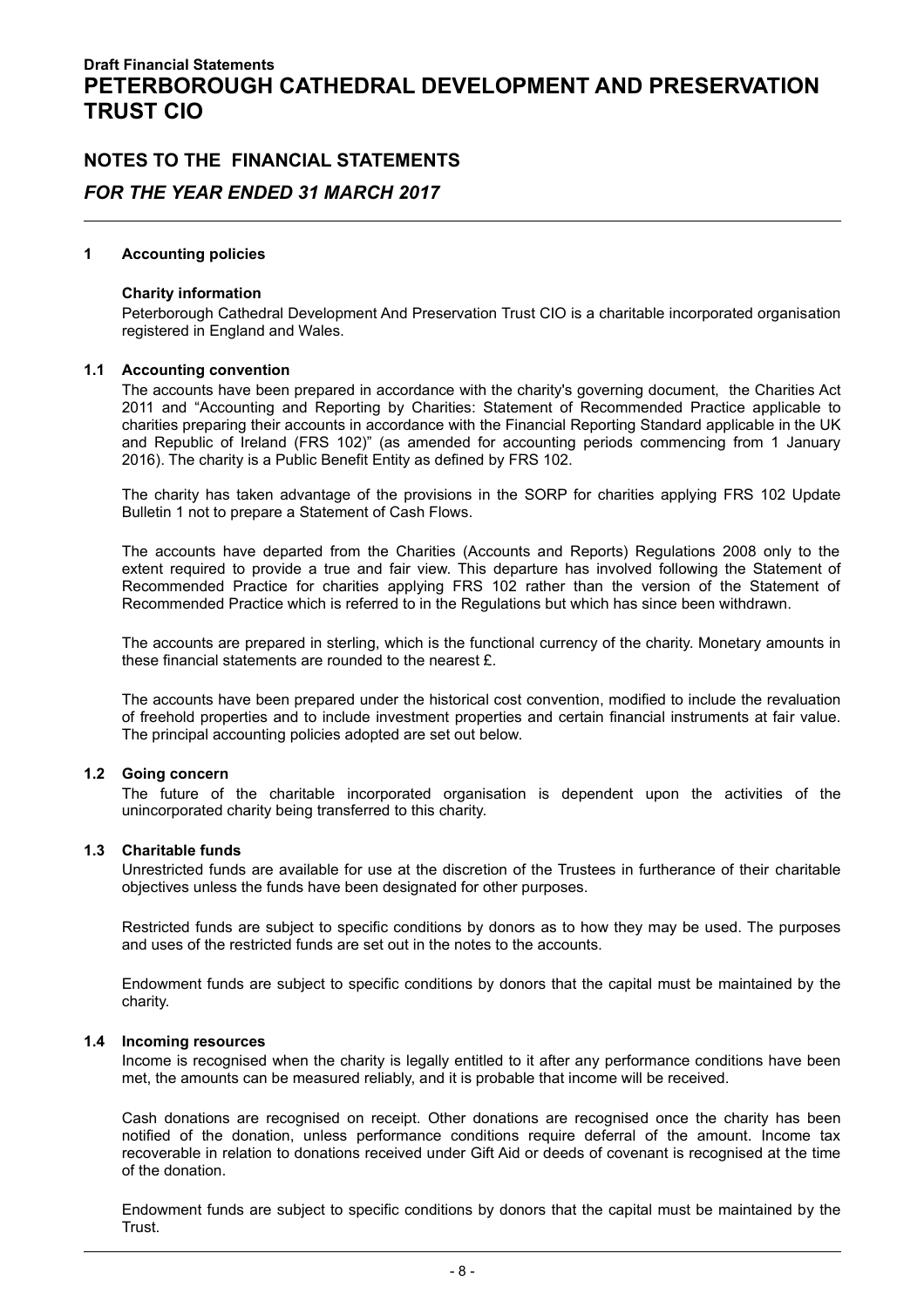Draft Financial Statements

# PETERBOROUGH CATHEDRAL DEVELOPMENT AND PRESERVATION TRUST CIO

## NOTES TO THE FINANCIAL STATEMENTS

## *FOR THE YEAR ENDED 31 MARCH 2017*

### 1 Accounting policies

**Charity information**

Peterborough Cathedral Development And Preservation Trust CIO is a charitable incorporated organisation registered in England and Wales.

### 1.1 Accounting convention

The accounts have been prepared in accordance with the charity's governing document, the Charities Act 2011 and "Accounting and Reporting by Charities: Statement of Recommended Practice applicable to charities preparing their accounts in accordance with the Financial Reporting Standard applicable in the UK and Republic of Ireland (FRS 102)" (as amended for accounting periods commencing from 1 January 2016). The charity is a Public Benefit Entity as defined by FRS 102.

The charity has taken advantage of the provisions in the SORP for charities applying FRS 102 Update Bulletin 1 not to prepare a Statement of Cash Flows.

The accounts have departed from the Charities (Accounts and Reports) Regulations 2008 only to the extent required to provide a true and fair view. This departure has involved following the Statement of Recommended Practice for charities applying FRS 102 rather than the version of the Statement of Recommended Practice which is referred to in the Regulations but which has since been withdrawn.

The accounts are prepared in sterling, which is the functional currency of the charity. Monetary amounts in these financial statements are rounded to the nearest £.

The accounts have been prepared under the historical cost convention, modified to include the revaluation of freehold properties and to include investment properties and certain financial instruments at fair value. The principal accounting policies adopted are set out below.

### 1.2 Going concern

The future of the charitable incorporated organisation is dependent upon the activities of the unincorporated charity being transferred to this charity.

### 1.3 Charitable funds

Unrestricted funds are available for use at the discretion of the Trustees in furtherance of their charitable objectives unless the funds have been designated for other purposes.

Restricted funds are subject to specific conditions by donors as to how they may be used. The purposes and uses of the restricted funds are set out in the notes to the accounts.

Endowment funds are subject to specific conditions by donors that the capital must be maintained by the charity.

### 1.4 Incoming resources

Income is recognised when the charity is legally entitled to it after any performance conditions have been met, the amounts can be measured reliably, and it is probable that income will be received.

Cash donations are recognised on receipt. Other donations are recognised once the charity has been notified of the donation, unless performance conditions require deferral of the amount. Income tax recoverable in relation to donations received under Gift Aid or deeds of covenant is recognised at the time of the donation.

Endowment funds are subject to specific conditions by donors that the capital must be maintained by the Trust.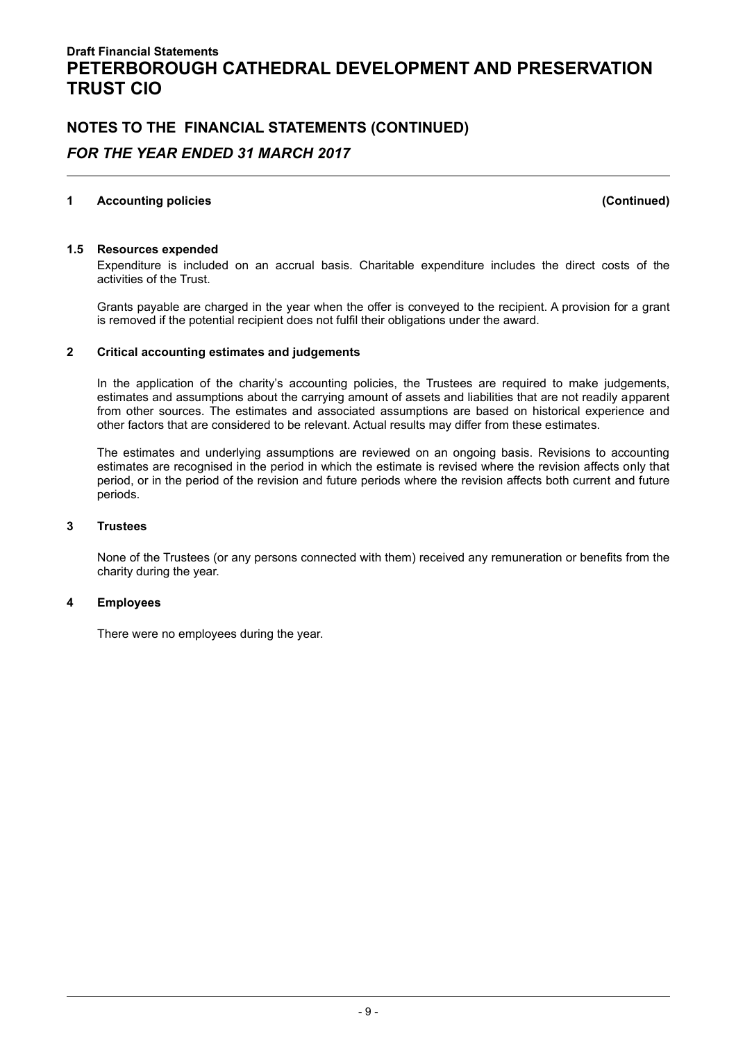## 1 Accounting policies (Continued)

### 1.5 Resources expended

Expenditure is included on an accrual basis. Charitable expenditure includes the direct costs of the activities of the Trust.

Grants payable are charged in the year when the offer is conveyed to the recipient. A provision for a grant is removed if the potential recipient does not fulfil their obligations under the award.

## 2 Critical accounting estimates and judgements

In the application of the charity's accounting policies, the Trustees are required to make judgements, estimates and assumptions about the carrying amount of assets and liabilities that are not readily apparent from other sources. The estimates and associated assumptions are based on historical experience and other factors that are considered to be relevant. Actual results may differ from these estimates.

The estimates and underlying assumptions are reviewed on an ongoing basis. Revisions to accounting estimates are recognised in the period in which the estimate is revised where the revision affects only that period, or in the period of the revision and future periods where the revision affects both current and future periods.

## 3 Trustees

None of the Trustees (or any persons connected with them) received any remuneration or benefits from the charity during the year.

## 4 Employees

There were no employees during the year.